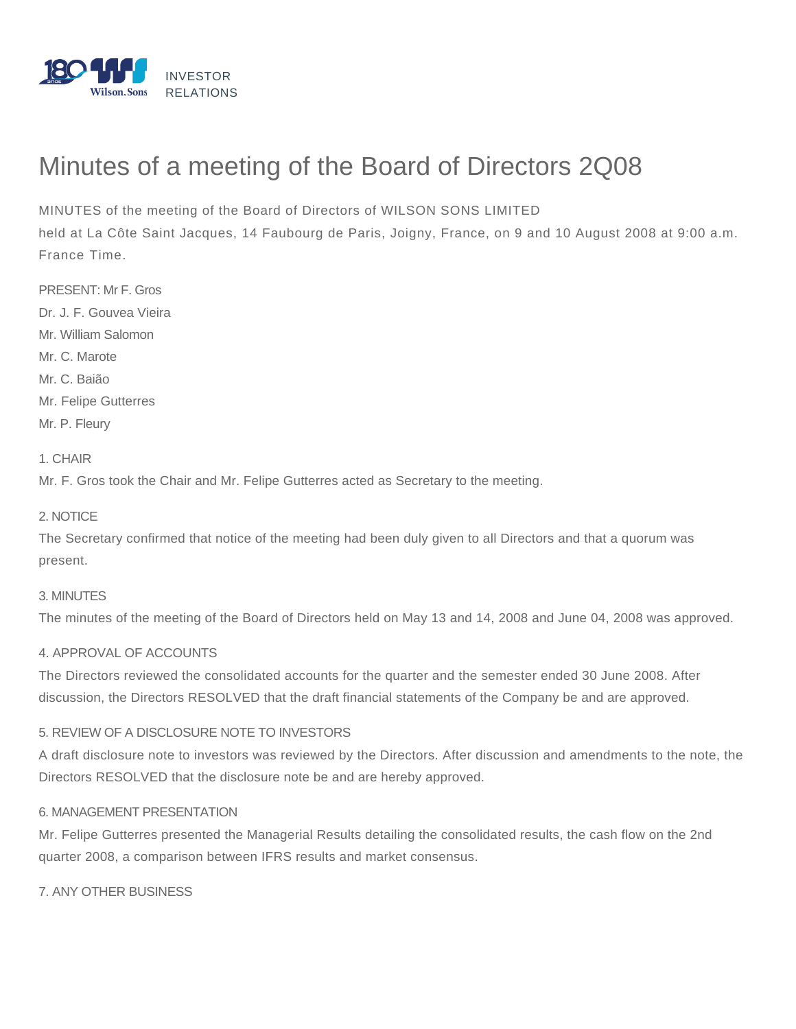INVESTOR RELATIONS

# Minutes of a meeting of the Board of Directors 2Q08

MINUTES of the meeting of the Board of Directors of WILSON SONS LIMITED
held at La Côte Saint Jacques, 14 Faubourg de Paris, Joigny, France, on 9 and 10 August 2008 at 9:00 a.m. France Time.

PRESENT: Mr F. Gros
Dr. J. F. Gouvea Vieira
Mr. William Salomon
Mr. C. Marote
Mr. C. Baião
Mr. Felipe Gutterres
Mr. P. Fleury

1. CHAIR
Mr. F. Gros took the Chair and Mr. Felipe Gutterres acted as Secretary to the meeting.

2. NOTICE
The Secretary confirmed that notice of the meeting had been duly given to all Directors and that a quorum was present.

3. MINUTES
The minutes of the meeting of the Board of Directors held on May 13 and 14, 2008 and June 04, 2008 was approved.

4. APPROVAL OF ACCOUNTS
The Directors reviewed the consolidated accounts for the quarter and the semester ended 30 June 2008. After discussion, the Directors RESOLVED that the draft financial statements of the Company be and are approved.

5. REVIEW OF A DISCLOSURE NOTE TO INVESTORS
A draft disclosure note to investors was reviewed by the Directors. After discussion and amendments to the note, the Directors RESOLVED that the disclosure note be and are hereby approved.

6. MANAGEMENT PRESENTATION
Mr. Felipe Gutterres presented the Managerial Results detailing the consolidated results, the cash flow on the 2nd quarter 2008, a comparison between IFRS results and market consensus.

7. ANY OTHER BUSINESS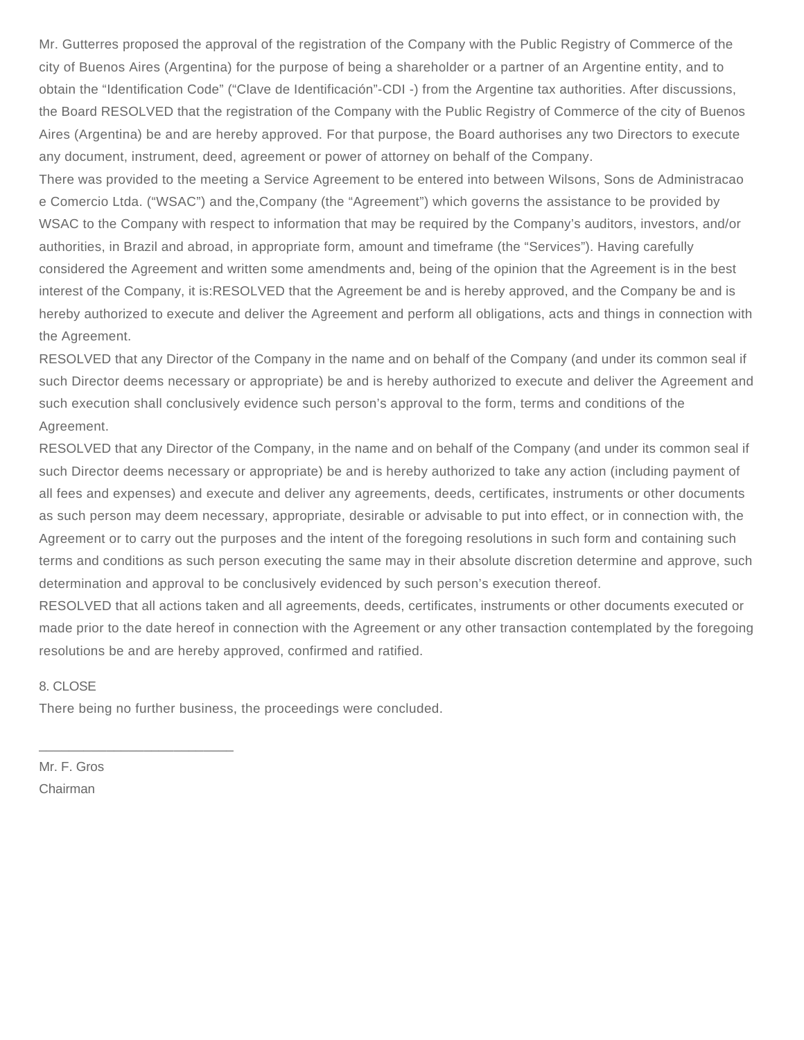Mr. Gutterres proposed the approval of the registration of the Company with the Public Registry of Commerce of the city of Buenos Aires (Argentina) for the purpose of being a shareholder or a partner of an Argentine entity, and to obtain the "Identification Code" ("Clave de Identificación"-CDI -) from the Argentine tax authorities. After discussions, the Board RESOLVED that the registration of the Company with the Public Registry of Commerce of the city of Buenos Aires (Argentina) be and are hereby approved. For that purpose, the Board authorises any two Directors to execute any document, instrument, deed, agreement or power of attorney on behalf of the Company.

There was provided to the meeting a Service Agreement to be entered into between Wilsons, Sons de Administracao e Comercio Ltda. ("WSAC") and the,Company (the "Agreement") which governs the assistance to be provided by WSAC to the Company with respect to information that may be required by the Company's auditors, investors, and/or authorities, in Brazil and abroad, in appropriate form, amount and timeframe (the "Services"). Having carefully considered the Agreement and written some amendments and, being of the opinion that the Agreement is in the best interest of the Company, it is:RESOLVED that the Agreement be and is hereby approved, and the Company be and is hereby authorized to execute and deliver the Agreement and perform all obligations, acts and things in connection with the Agreement.

RESOLVED that any Director of the Company in the name and on behalf of the Company (and under its common seal if such Director deems necessary or appropriate) be and is hereby authorized to execute and deliver the Agreement and such execution shall conclusively evidence such person's approval to the form, terms and conditions of the Agreement.

RESOLVED that any Director of the Company, in the name and on behalf of the Company (and under its common seal if such Director deems necessary or appropriate) be and is hereby authorized to take any action (including payment of all fees and expenses) and execute and deliver any agreements, deeds, certificates, instruments or other documents as such person may deem necessary, appropriate, desirable or advisable to put into effect, or in connection with, the Agreement or to carry out the purposes and the intent of the foregoing resolutions in such form and containing such terms and conditions as such person executing the same may in their absolute discretion determine and approve, such determination and approval to be conclusively evidenced by such person's execution thereof.

RESOLVED that all actions taken and all agreements, deeds, certificates, instruments or other documents executed or made prior to the date hereof in connection with the Agreement or any other transaction contemplated by the foregoing resolutions be and are hereby approved, confirmed and ratified.

8. CLOSE

There being no further business, the proceedings were concluded.

\_\_\_\_\_\_\_\_\_\_\_\_\_\_\_\_\_\_\_\_\_\_\_\_\_\_

Mr. F. Gros
Chairman